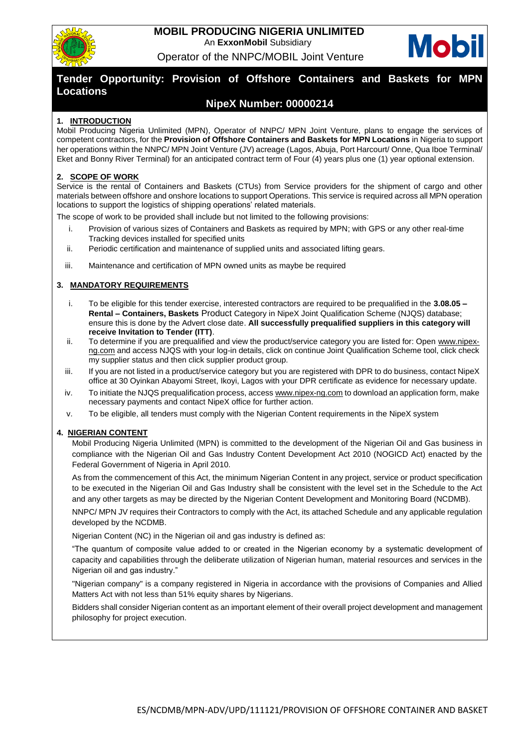**MOBIL PRODUCING NIGERIA UNLIMITED**

An **ExxonMobil** Subsidiary

Operator of the NNPC/MOBIL Joint Venture

# Tender Opportunity: Provision of Offshore Containers and Baskets for MPN Locations

## NipeX Number: 00000214

### 1. INTRODUCTION

Mobil Producing Nigeria Unlimited (MPN), Operator of NNPC/ MPN Joint Venture, plans to engage the services of competent contractors, for the **Provision of Offshore Containers and Baskets for MPN Locations** in Nigeria to support her operations within the NNPC/ MPN Joint Venture (JV) acreage (Lagos, Abuja, Port Harcourt/ Onne, Qua Iboe Terminal/ Eket and Bonny River Terminal) for an anticipated contract term of Four (4) years plus one (1) year optional extension.

### 2. SCOPE OF WORK

Service is the rental of Containers and Baskets (CTUs) from Service providers for the shipment of cargo and other materials between offshore and onshore locations to support Operations. This service is required across all MPN operation locations to support the logistics of shipping operations' related materials.

The scope of work to be provided shall include but not limited to the following provisions:

i. Provision of various sizes of Containers and Baskets as required by MPN; with GPS or any other real-time Tracking devices installed for specified units
ii. Periodic certification and maintenance of supplied units and associated lifting gears.
iii. Maintenance and certification of MPN owned units as maybe be required

### 3. MANDATORY REQUIREMENTS

i. To be eligible for this tender exercise, interested contractors are required to be prequalified in the **3.08.05 – Rental – Containers, Baskets** Product Category in NipeX Joint Qualification Scheme (NJQS) database; ensure this is done by the Advert close date. **All successfully prequalified suppliers in this category will receive Invitation to Tender (ITT)**.
ii. To determine if you are prequalified and view the product/service category you are listed for: Open www.nipex-ng.com and access NJQS with your log-in details, click on continue Joint Qualification Scheme tool, click check my supplier status and then click supplier product group.
iii. If you are not listed in a product/service category but you are registered with DPR to do business, contact NipeX office at 30 Oyinkan Abayomi Street, Ikoyi, Lagos with your DPR certificate as evidence for necessary update.
iv. To initiate the NJQS prequalification process, access www.nipex-ng.com to download an application form, make necessary payments and contact NipeX office for further action.
v. To be eligible, all tenders must comply with the Nigerian Content requirements in the NipeX system

### 4. NIGERIAN CONTENT

Mobil Producing Nigeria Unlimited (MPN) is committed to the development of the Nigerian Oil and Gas business in compliance with the Nigerian Oil and Gas Industry Content Development Act 2010 (NOGICD Act) enacted by the Federal Government of Nigeria in April 2010.

As from the commencement of this Act, the minimum Nigerian Content in any project, service or product specification to be executed in the Nigerian Oil and Gas Industry shall be consistent with the level set in the Schedule to the Act and any other targets as may be directed by the Nigerian Content Development and Monitoring Board (NCDMB).

NNPC/ MPN JV requires their Contractors to comply with the Act, its attached Schedule and any applicable regulation developed by the NCDMB.

Nigerian Content (NC) in the Nigerian oil and gas industry is defined as:

"The quantum of composite value added to or created in the Nigerian economy by a systematic development of capacity and capabilities through the deliberate utilization of Nigerian human, material resources and services in the Nigerian oil and gas industry."

"Nigerian company" is a company registered in Nigeria in accordance with the provisions of Companies and Allied Matters Act with not less than 51% equity shares by Nigerians.

Bidders shall consider Nigerian content as an important element of their overall project development and management philosophy for project execution.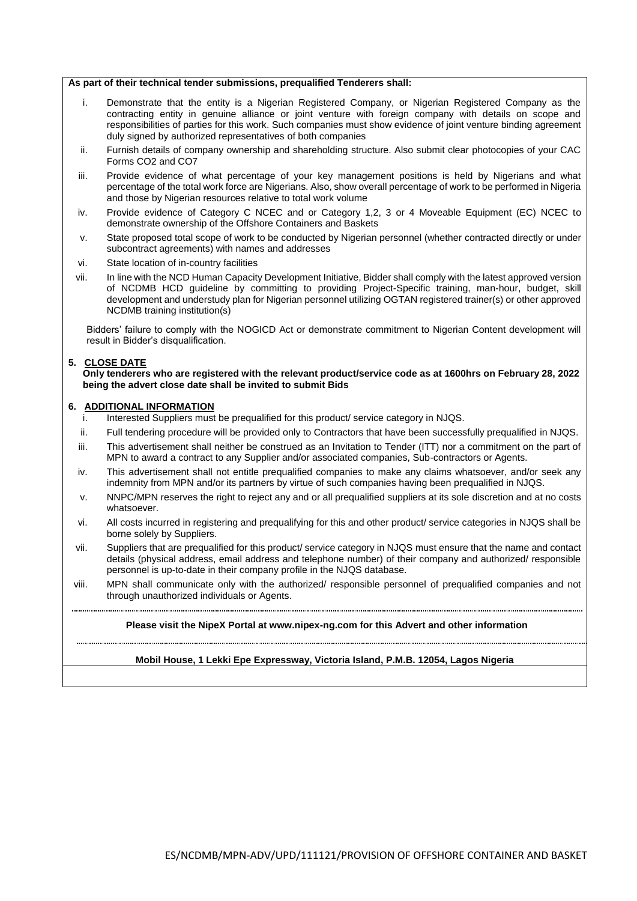**As part of their technical tender submissions, prequalified Tenderers shall:**

i. Demonstrate that the entity is a Nigerian Registered Company, or Nigerian Registered Company as the contracting entity in genuine alliance or joint venture with foreign company with details on scope and responsibilities of parties for this work. Such companies must show evidence of joint venture binding agreement duly signed by authorized representatives of both companies

ii. Furnish details of company ownership and shareholding structure. Also submit clear photocopies of your CAC Forms CO2 and CO7

iii. Provide evidence of what percentage of your key management positions is held by Nigerians and what percentage of the total work force are Nigerians. Also, show overall percentage of work to be performed in Nigeria and those by Nigerian resources relative to total work volume

iv. Provide evidence of Category C NCEC and or Category 1,2, 3 or 4 Moveable Equipment (EC) NCEC to demonstrate ownership of the Offshore Containers and Baskets

v. State proposed total scope of work to be conducted by Nigerian personnel (whether contracted directly or under subcontract agreements) with names and addresses

vi. State location of in-country facilities

vii. In line with the NCD Human Capacity Development Initiative, Bidder shall comply with the latest approved version of NCDMB HCD guideline by committing to providing Project-Specific training, man-hour, budget, skill development and understudy plan for Nigerian personnel utilizing OGTAN registered trainer(s) or other approved NCDMB training institution(s)

Bidders' failure to comply with the NOGICD Act or demonstrate commitment to Nigerian Content development will result in Bidder's disqualification.

## 5. CLOSE DATE

**Only tenderers who are registered with the relevant product/service code as at 1600hrs on February 28, 2022 being the advert close date shall be invited to submit Bids**

## 6. ADDITIONAL INFORMATION

i. Interested Suppliers must be prequalified for this product/ service category in NJQS.

ii. Full tendering procedure will be provided only to Contractors that have been successfully prequalified in NJQS.

iii. This advertisement shall neither be construed as an Invitation to Tender (ITT) nor a commitment on the part of MPN to award a contract to any Supplier and/or associated companies, Sub-contractors or Agents.

iv. This advertisement shall not entitle prequalified companies to make any claims whatsoever, and/or seek any indemnity from MPN and/or its partners by virtue of such companies having been prequalified in NJQS.

v. NNPC/MPN reserves the right to reject any and or all prequalified suppliers at its sole discretion and at no costs whatsoever.

vi. All costs incurred in registering and prequalifying for this and other product/ service categories in NJQS shall be borne solely by Suppliers.

vii. Suppliers that are prequalified for this product/ service category in NJQS must ensure that the name and contact details (physical address, email address and telephone number) of their company and authorized/ responsible personnel is up-to-date in their company profile in the NJQS database.

viii. MPN shall communicate only with the authorized/ responsible personnel of prequalified companies and not through unauthorized individuals or Agents.

**Please visit the NipeX Portal at www.nipex-ng.com for this Advert and other information**

**Mobil House, 1 Lekki Epe Expressway, Victoria Island, P.M.B. 12054, Lagos Nigeria**

ES/NCDMB/MPN-ADV/UPD/111121/PROVISION OF OFFSHORE CONTAINER AND BASKET